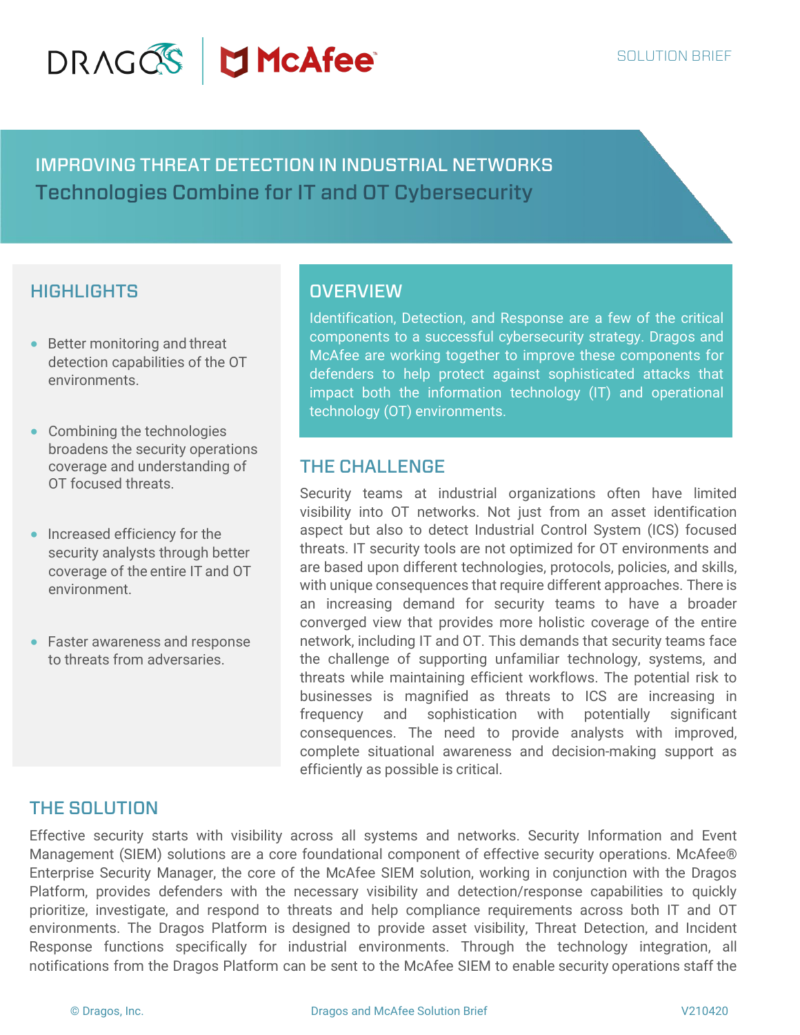SOLUTION BRIEF

# IMPROVING THREAT DETECTION IN INDUSTRIAL NETWORKS

## Technologies Combine for IT and OT Cybersecurity

## HIGHLIGHTS

- Better monitoring and threat detection capabilities of the OT environments.
- Combining the technologies broadens the security operations coverage and understanding of OT focused threats.
- Increased efficiency for the security analysts through better coverage of the entire IT and OT environment.
- Faster awareness and response to threats from adversaries.

## OVERVIEW

Identification, Detection, and Response are a few of the critical components to a successful cybersecurity strategy. Dragos and McAfee are working together to improve these components for defenders to help protect against sophisticated attacks that impact both the information technology (IT) and operational technology (OT) environments.

## THE CHALLENGE

Security teams at industrial organizations often have limited visibility into OT networks. Not just from an asset identification aspect but also to detect Industrial Control System (ICS) focused threats. IT security tools are not optimized for OT environments and are based upon different technologies, protocols, policies, and skills, with unique consequences that require different approaches. There is an increasing demand for security teams to have a broader converged view that provides more holistic coverage of the entire network, including IT and OT. This demands that security teams face the challenge of supporting unfamiliar technology, systems, and threats while maintaining efficient workflows. The potential risk to businesses is magnified as threats to ICS are increasing in frequency and sophistication with potentially significant consequences. The need to provide analysts with improved, complete situational awareness and decision-making support as efficiently as possible is critical.

## THE SOLUTION

Effective security starts with visibility across all systems and networks. Security Information and Event Management (SIEM) solutions are a core foundational component of effective security operations. McAfee® Enterprise Security Manager, the core of the McAfee SIEM solution, working in conjunction with the Dragos Platform, provides defenders with the necessary visibility and detection/response capabilities to quickly prioritize, investigate, and respond to threats and help compliance requirements across both IT and OT environments. The Dragos Platform is designed to provide asset visibility, Threat Detection, and Incident Response functions specifically for industrial environments. Through the technology integration, all notifications from the Dragos Platform can be sent to the McAfee SIEM to enable security operations staff the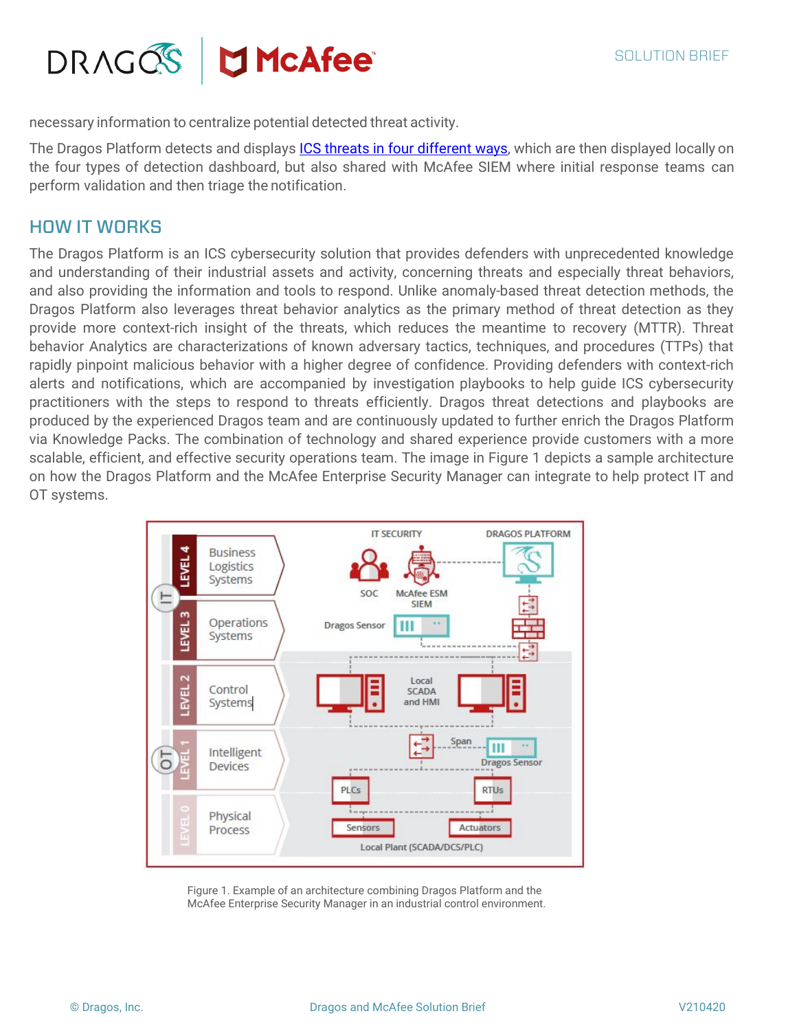necessary information to centralize potential detected threat activity.

The Dragos Platform detects and displays [ICS threats in four different ways](), which are then displayed locally on the four types of detection dashboard, but also shared with McAfee SIEM where initial response teams can perform validation and then triage the notification.

## HOW IT WORKS

The Dragos Platform is an ICS cybersecurity solution that provides defenders with unprecedented knowledge and understanding of their industrial assets and activity, concerning threats and especially threat behaviors, and also providing the information and tools to respond. Unlike anomaly-based threat detection methods, the Dragos Platform also leverages threat behavior analytics as the primary method of threat detection as they provide more context-rich insight of the threats, which reduces the meantime to recovery (MTTR). Threat behavior Analytics are characterizations of known adversary tactics, techniques, and procedures (TTPs) that rapidly pinpoint malicious behavior with a higher degree of confidence. Providing defenders with context-rich alerts and notifications, which are accompanied by investigation playbooks to help guide ICS cybersecurity practitioners with the steps to respond to threats efficiently. Dragos threat detections and playbooks are produced by the experienced Dragos team and are continuously updated to further enrich the Dragos Platform via Knowledge Packs. The combination of technology and shared experience provide customers with a more scalable, efficient, and effective security operations team. The image in Figure 1 depicts a sample architecture on how the Dragos Platform and the McAfee Enterprise Security Manager can integrate to help protect IT and OT systems.

Figure 1. Example of an architecture combining Dragos Platform and the McAfee Enterprise Security Manager in an industrial control environment.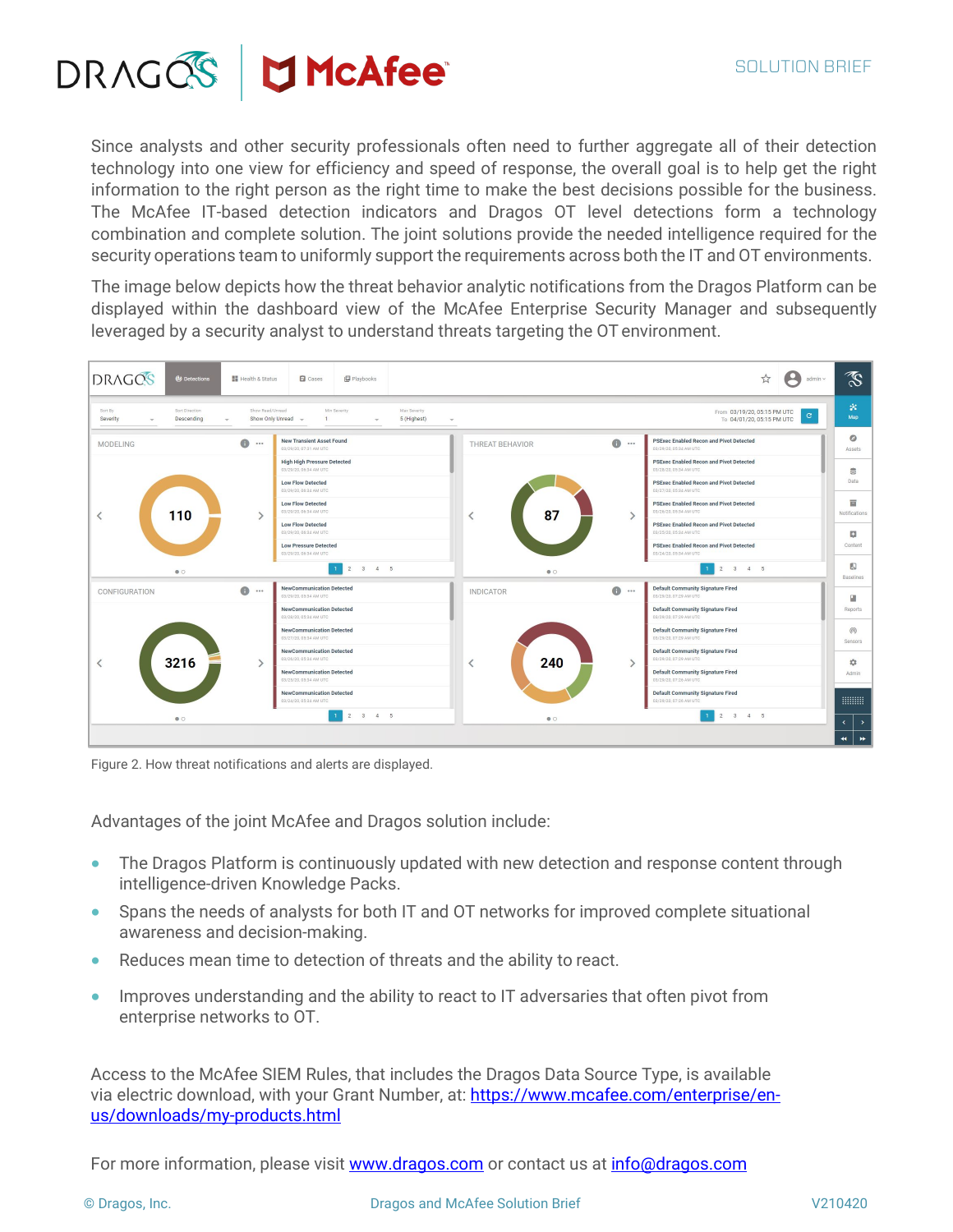Since analysts and other security professionals often need to further aggregate all of their detection technology into one view for efficiency and speed of response, the overall goal is to help get the right information to the right person as the right time to make the best decisions possible for the business. The McAfee IT-based detection indicators and Dragos OT level detections form a technology combination and complete solution. The joint solutions provide the needed intelligence required for the security operations team to uniformly support the requirements across both the IT and OT environments.

The image below depicts how the threat behavior analytic notifications from the Dragos Platform can be displayed within the dashboard view of the McAfee Enterprise Security Manager and subsequently leveraged by a security analyst to understand threats targeting the OT environment.

Figure 2. How threat notifications and alerts are displayed.

Advantages of the joint McAfee and Dragos solution include:

- The Dragos Platform is continuously updated with new detection and response content through intelligence-driven Knowledge Packs.
- Spans the needs of analysts for both IT and OT networks for improved complete situational awareness and decision-making.
- Reduces mean time to detection of threats and the ability to react.
- Improves understanding and the ability to react to IT adversaries that often pivot from enterprise networks to OT.

Access to the McAfee SIEM Rules, that includes the Dragos Data Source Type, is available via electric download, with your Grant Number, at: https://www.mcafee.com/enterprise/en-us/downloads/my-products.html

For more information, please visit www.dragos.com or contact us at info@dragos.com